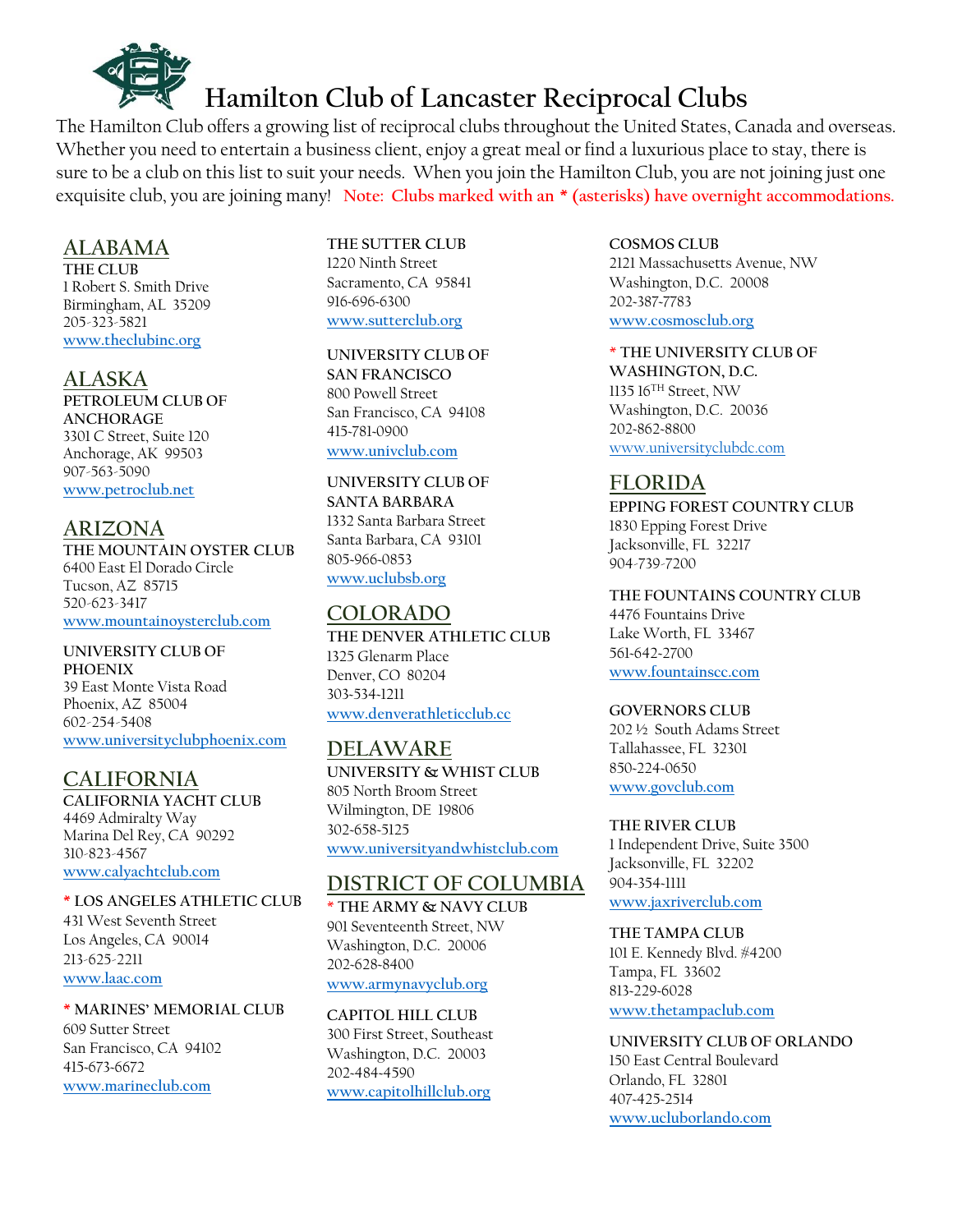# Hamilton Club of Lancaster Reciprocal Clubs

The Hamilton Club offers a growing list of reciprocal clubs throughout the United States, Canada and overseas. Whether you need to entertain a business client, enjoy a great meal or find a luxurious place to stay, there is sure to be a club on this list to suit your needs. When you join the Hamilton Club, you are not joining just one exquisite club, you are joining many! Note: Clubs marked with an * (asterisks) have overnight accommodations.

## ALABAMA

**THE CLUB**
1 Robert S. Smith Drive
Birmingham, AL 35209
205-323-5821
www.theclubinc.org

## ALASKA

**PETROLEUM CLUB OF ANCHORAGE**
3301 C Street, Suite 120
Anchorage, AK 99503
907-563-5090
www.petroclub.net

## ARIZONA

**THE MOUNTAIN OYSTER CLUB**
6400 East El Dorado Circle
Tucson, AZ 85715
520-623-3417
www.mountainoysterclub.com

**UNIVERSITY CLUB OF PHOENIX**
39 East Monte Vista Road
Phoenix, AZ 85004
602-254-5408
www.universityclubphoenix.com

## CALIFORNIA

**CALIFORNIA YACHT CLUB**
4469 Admiralty Way
Marina Del Rey, CA 90292
310-823-4567
www.calyachtclub.com

**\* LOS ANGELES ATHLETIC CLUB**
431 West Seventh Street
Los Angeles, CA 90014
213-625-2211
www.laac.com

**\* MARINES' MEMORIAL CLUB**
609 Sutter Street
San Francisco, CA 94102
415-673-6672
www.marineclub.com

**THE SUTTER CLUB**
1220 Ninth Street
Sacramento, CA 95841
916-696-6300
www.sutterclub.org

**UNIVERSITY CLUB OF SAN FRANCISCO**
800 Powell Street
San Francisco, CA 94108
415-781-0900
www.univclub.com

**UNIVERSITY CLUB OF SANTA BARBARA**
1332 Santa Barbara Street
Santa Barbara, CA 93101
805-966-0853
www.uclubsb.org

## COLORADO

**THE DENVER ATHLETIC CLUB**
1325 Glenarm Place
Denver, CO 80204
303-534-1211
www.denverathleticclub.cc

## DELAWARE

**UNIVERSITY & WHIST CLUB**
805 North Broom Street
Wilmington, DE 19806
302-658-5125
www.universityandwhistclub.com

## DISTRICT OF COLUMBIA

**\* THE ARMY & NAVY CLUB**
901 Seventeenth Street, NW
Washington, D.C. 20006
202-628-8400
www.armynavyclub.org

**CAPITOL HILL CLUB**
300 First Street, Southeast
Washington, D.C. 20003
202-484-4590
www.capitolhillclub.org

**COSMOS CLUB**
2121 Massachusetts Avenue, NW
Washington, D.C. 20008
202-387-7783
www.cosmosclub.org

**\* THE UNIVERSITY CLUB OF WASHINGTON, D.C.**
1135 16[TH] Street, NW
Washington, D.C. 20036
202-862-8800
www.universityclubdc.com

## FLORIDA

**EPPING FOREST COUNTRY CLUB**
1830 Epping Forest Drive
Jacksonville, FL 32217
904-739-7200

**THE FOUNTAINS COUNTRY CLUB**
4476 Fountains Drive
Lake Worth, FL 33467
561-642-2700
www.fountainscc.com

**GOVERNORS CLUB**
202 ½ South Adams Street
Tallahassee, FL 32301
850-224-0650
www.govclub.com

**THE RIVER CLUB**
1 Independent Drive, Suite 3500
Jacksonville, FL 32202
904-354-1111
www.jaxriverclub.com

**THE TAMPA CLUB**
101 E. Kennedy Blvd. #4200
Tampa, FL 33602
813-229-6028
www.thetampaclub.com

**UNIVERSITY CLUB OF ORLANDO**
150 East Central Boulevard
Orlando, FL 32801
407-425-2514
www.ucluborlando.com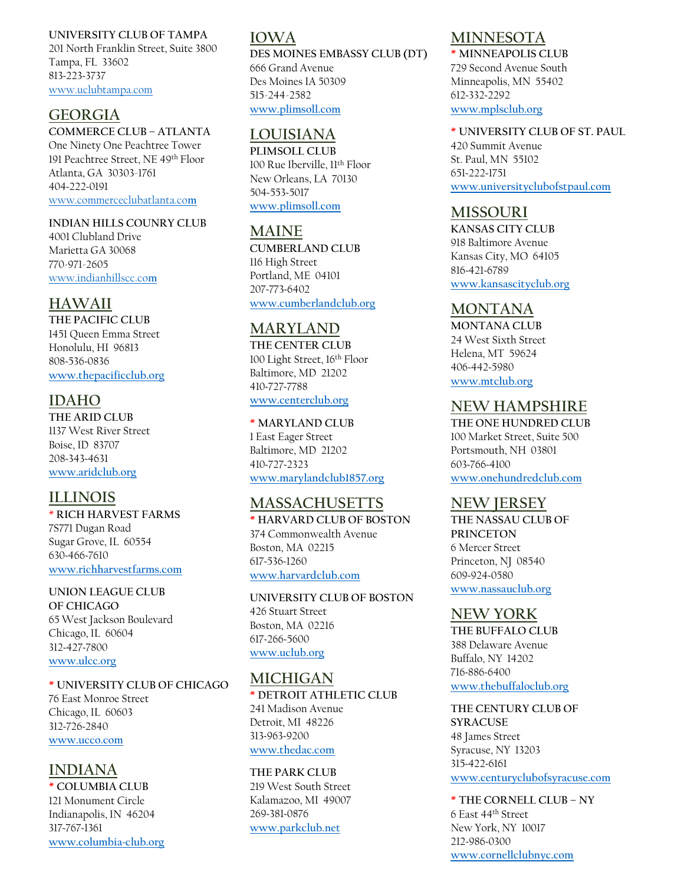**UNIVERSITY CLUB OF TAMPA**
201 North Franklin Street, Suite 3800
Tampa, FL 33602
813-223-3737
www.uclubtampa.com

## GEORGIA

**COMMERCE CLUB – ATLANTA**
One Ninety One Peachtree Tower
191 Peachtree Street, NE 49th Floor
Atlanta, GA 30303-1761
404-222-0191
www.commerceclubatlanta.com

**INDIAN HILLS COUNRY CLUB**
4001 Clubland Drive
Marietta GA 30068
770-971-2605
www.indianhillscc.com

## HAWAII

**THE PACIFIC CLUB**
1451 Queen Emma Street
Honolulu, HI 96813
808-536-0836
www.thepacificclub.org

## IDAHO

**THE ARID CLUB**
1137 West River Street
Boise, ID 83707
208-343-4631
www.aridclub.org

## ILLINOIS

* **RICH HARVEST FARMS**
7S771 Dugan Road
Sugar Grove, IL 60554
630-466-7610
www.richharvestfarms.com

**UNION LEAGUE CLUB OF CHICAGO**
65 West Jackson Boulevard
Chicago, IL 60604
312-427-7800
www.ulcc.org

* **UNIVERSITY CLUB OF CHICAGO**
76 East Monroe Street
Chicago, IL 60603
312-726-2840
www.ucco.com

## INDIANA

* **COLUMBIA CLUB**
121 Monument Circle
Indianapolis, IN 46204
317-767-1361
www.columbia-club.org

## IOWA

**DES MOINES EMBASSY CLUB (DT)**
666 Grand Avenue
Des Moines IA 50309
515-244-2582
www.plimsoll.com

## LOUISIANA

**PLIMSOLL CLUB**
100 Rue Iberville, 11th Floor
New Orleans, LA 70130
504-553-5017
www.plimsoll.com

## MAINE

**CUMBERLAND CLUB**
116 High Street
Portland, ME 04101
207-773-6402
www.cumberlandclub.org

## MARYLAND

**THE CENTER CLUB**
100 Light Street, 16th Floor
Baltimore, MD 21202
410-727-7788
www.centerclub.org

* **MARYLAND CLUB**
1 East Eager Street
Baltimore, MD 21202
410-727-2323
www.marylandclub1857.org

## MASSACHUSETTS

* **HARVARD CLUB OF BOSTON**
374 Commonwealth Avenue
Boston, MA 02215
617-536-1260
www.harvardclub.com

**UNIVERSITY CLUB OF BOSTON**
426 Stuart Street
Boston, MA 02216
617-266-5600
www.uclub.org

## MICHIGAN

* **DETROIT ATHLETIC CLUB**
241 Madison Avenue
Detroit, MI 48226
313-963-9200
www.thedac.com

**THE PARK CLUB**
219 West South Street
Kalamazoo, MI 49007
269-381-0876
www.parkclub.net

## MINNESOTA

* **MINNEAPOLIS CLUB**
729 Second Avenue South
Minneapolis, MN 55402
612-332-2292
www.mplsclub.org

* **UNIVERSITY CLUB OF ST. PAUL**
420 Summit Avenue
St. Paul, MN 55102
651-222-1751
www.universityclubofstpaul.com

## MISSOURI

**KANSAS CITY CLUB**
918 Baltimore Avenue
Kansas City, MO 64105
816-421-6789
www.kansascityclub.org

## MONTANA

**MONTANA CLUB**
24 West Sixth Street
Helena, MT 59624
406-442-5980
www.mtclub.org

## NEW HAMPSHIRE

**THE ONE HUNDRED CLUB**
100 Market Street, Suite 500
Portsmouth, NH 03801
603-766-4100
www.onehundredclub.com

## NEW JERSEY

**THE NASSAU CLUB OF PRINCETON**
6 Mercer Street
Princeton, NJ 08540
609-924-0580
www.nassauclub.org

## NEW YORK

**THE BUFFALO CLUB**
388 Delaware Avenue
Buffalo, NY 14202
716-886-6400
www.thebuffaloclub.org

**THE CENTURY CLUB OF SYRACUSE**
48 James Street
Syracuse, NY 13203
315-422-6161
www.centuryclubofsyracuse.com

* **THE CORNELL CLUB – NY**
6 East 44th Street
New York, NY 10017
212-986-0300
www.cornellclubnyc.com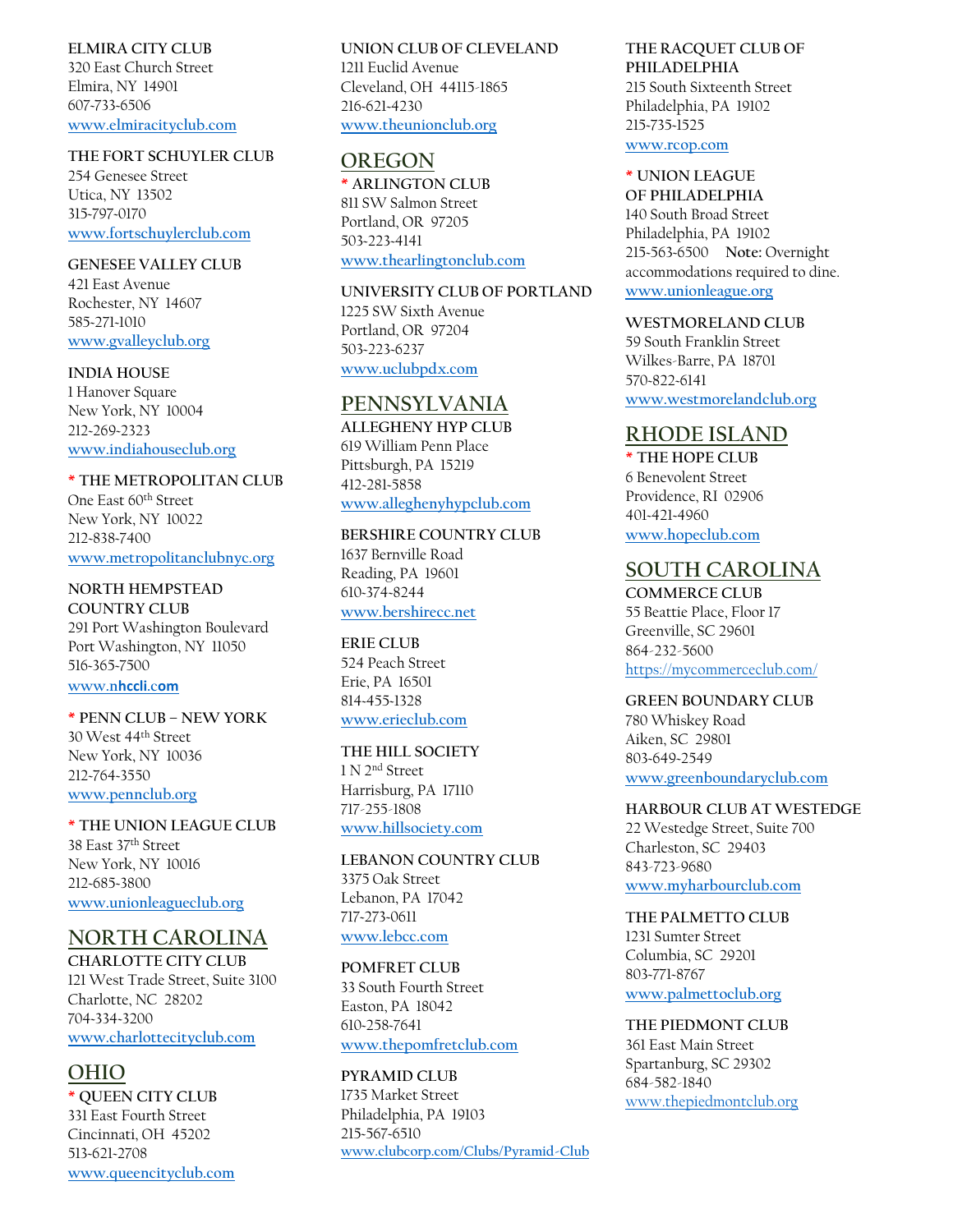**ELMIRA CITY CLUB**
320 East Church Street
Elmira, NY 14901
607-733-6506
www.elmiracityclub.com

**THE FORT SCHUYLER CLUB**
254 Genesee Street
Utica, NY 13502
315-797-0170
www.fortschuylerclub.com

**GENESEE VALLEY CLUB**
421 East Avenue
Rochester, NY 14607
585-271-1010
www.gvalleyclub.org

**INDIA HOUSE**
1 Hanover Square
New York, NY 10004
212-269-2323
www.indiahouseclub.org

**\* THE METROPOLITAN CLUB**
One East 60th Street
New York, NY 10022
212-838-7400
www.metropolitanclubnyc.org

**NORTH HEMPSTEAD COUNTRY CLUB**
291 Port Washington Boulevard
Port Washington, NY 11050
516-365-7500
www.nhccli.com

**\* PENN CLUB – NEW YORK**
30 West 44th Street
New York, NY 10036
212-764-3550
www.pennclub.org

**\* THE UNION LEAGUE CLUB**
38 East 37th Street
New York, NY 10016
212-685-3800
www.unionleagueclub.org

## NORTH CAROLINA

**CHARLOTTE CITY CLUB**
121 West Trade Street, Suite 3100
Charlotte, NC 28202
704-334-3200
www.charlottecityclub.com

## OHIO

**\* QUEEN CITY CLUB**
331 East Fourth Street
Cincinnati, OH 45202
513-621-2708
www.queencityclub.com

**UNION CLUB OF CLEVELAND**
1211 Euclid Avenue
Cleveland, OH 44115-1865
216-621-4230
www.theunionclub.org

## OREGON

**\* ARLINGTON CLUB**
811 SW Salmon Street
Portland, OR 97205
503-223-4141
www.thearlingtonclub.com

**UNIVERSITY CLUB OF PORTLAND**
1225 SW Sixth Avenue
Portland, OR 97204
503-223-6237
www.uclubpdx.com

## PENNSYLVANIA

**ALLEGHENY HYP CLUB**
619 William Penn Place
Pittsburgh, PA 15219
412-281-5858
www.alleghenyhypclub.com

**BERSHIRE COUNTRY CLUB**
1637 Bernville Road
Reading, PA 19601
610-374-8244
www.bershirecc.net

**ERIE CLUB**
524 Peach Street
Erie, PA 16501
814-455-1328
www.erieclub.com

**THE HILL SOCIETY**
1 N 2nd Street
Harrisburg, PA 17110
717-255-1808
www.hillsociety.com

**LEBANON COUNTRY CLUB**
3375 Oak Street
Lebanon, PA 17042
717-273-0611
www.lebcc.com

**POMFRET CLUB**
33 South Fourth Street
Easton, PA 18042
610-258-7641
www.thepomfretclub.com

**PYRAMID CLUB**
1735 Market Street
Philadelphia, PA 19103
215-567-6510
www.clubcorp.com/Clubs/Pyramid-Club

**THE RACQUET CLUB OF PHILADELPHIA**
215 South Sixteenth Street
Philadelphia, PA 19102
215-735-1525
www.rcop.com

**\* UNION LEAGUE OF PHILADELPHIA**
140 South Broad Street
Philadelphia, PA 19102
215-563-6500 **Note:** Overnight accommodations required to dine.
www.unionleague.org

**WESTMORELAND CLUB**
59 South Franklin Street
Wilkes-Barre, PA 18701
570-822-6141
www.westmorelandclub.org

## RHODE ISLAND

**\* THE HOPE CLUB**
6 Benevolent Street
Providence, RI 02906
401-421-4960
www.hopeclub.com

## SOUTH CAROLINA

**COMMERCE CLUB**
55 Beattie Place, Floor 17
Greenville, SC 29601
864-232-5600
https://mycommerceclub.com/

**GREEN BOUNDARY CLUB**
780 Whiskey Road
Aiken, SC 29801
803-649-2549
www.greenboundaryclub.com

**HARBOUR CLUB AT WESTEDGE**
22 Westedge Street, Suite 700
Charleston, SC 29403
843-723-9680
www.myharbourclub.com

**THE PALMETTO CLUB**
1231 Sumter Street
Columbia, SC 29201
803-771-8767
www.palmettoclub.org

**THE PIEDMONT CLUB**
361 East Main Street
Spartanburg, SC 29302
684-582-1840
www.thepiedmontclub.org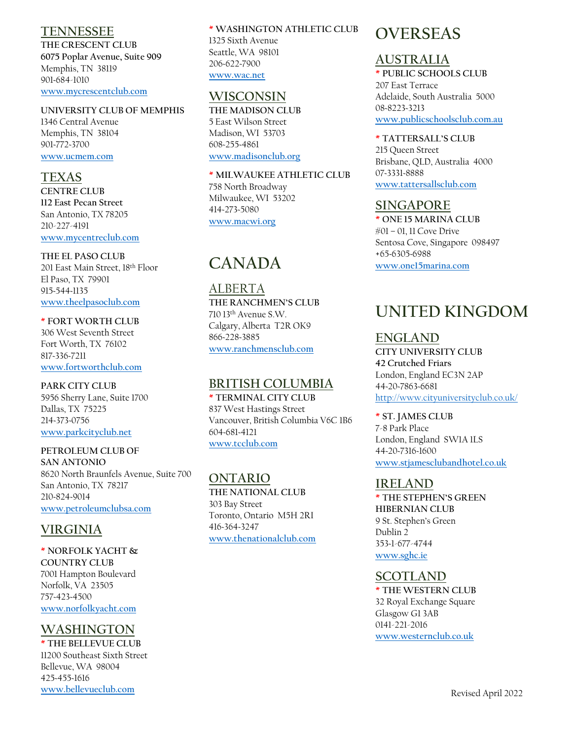## TENNESSEE

**THE CRESCENT CLUB**
**6075 Poplar Avenue, Suite 909**
Memphis, TN 38119
901-684-1010
www.mycrescentclub.com

**UNIVERSITY CLUB OF MEMPHIS**
1346 Central Avenue
Memphis, TN 38104
901-772-3700
www.ucmem.com

## TEXAS

**CENTRE CLUB**
**112 East Pecan Street**
San Antonio, TX 78205
210-227-4191
www.mycentreclub.com

**THE EL PASO CLUB**
201 East Main Street, 18th Floor
El Paso, TX 79901
915-544-1135
www.theelpasoclub.com

**\* FORT WORTH CLUB**
306 West Seventh Street
Fort Worth, TX 76102
817-336-7211
www.fortworthclub.com

**PARK CITY CLUB**
5956 Sherry Lane, Suite 1700
Dallas, TX 75225
214-373-0756
www.parkcityclub.net

**PETROLEUM CLUB OF SAN ANTONIO**
8620 North Braunfels Avenue, Suite 700
San Antonio, TX 78217
210-824-9014
www.petroleumclubsa.com

## VIRGINIA

**\* NORFOLK YACHT & COUNTRY CLUB**
7001 Hampton Boulevard
Norfolk, VA 23505
757-423-4500
www.norfolkyacht.com

## WASHINGTON

**\* THE BELLEVUE CLUB**
11200 Southeast Sixth Street
Bellevue, WA 98004
425-455-1616
www.bellevueclub.com

**\* WASHINGTON ATHLETIC CLUB**
1325 Sixth Avenue
Seattle, WA 98101
206-622-7900
www.wac.net

## WISCONSIN

**THE MADISON CLUB**
5 East Wilson Street
Madison, WI 53703
608-255-4861
www.madisonclub.org

**\* MILWAUKEE ATHLETIC CLUB**
758 North Broadway
Milwaukee, WI 53202
414-273-5080
www.macwi.org

# CANADA

## ALBERTA

**THE RANCHMEN'S CLUB**
710 13th Avenue S.W.
Calgary, Alberta T2R OK9
866-228-3885
www.ranchmensclub.com

## BRITISH COLUMBIA

**\* TERMINAL CITY CLUB**
837 West Hastings Street
Vancouver, British Columbia V6C 1B6
604-681-4121
www.tcclub.com

## ONTARIO

**THE NATIONAL CLUB**
303 Bay Street
Toronto, Ontario M5H 2RI
416-364-3247
www.thenationalclub.com

# OVERSEAS

## AUSTRALIA

**\* PUBLIC SCHOOLS CLUB**
207 East Terrace
Adelaide, South Australia 5000
08-8223-3213
www.publicschoolsclub.com.au

**\* TATTERSALL'S CLUB**
215 Queen Street
Brisbane, QLD, Australia 4000
07-3331-8888
www.tattersallsclub.com

## SINGAPORE

**\* ONE 15 MARINA CLUB**
#01 – 01, 11 Cove Drive
Sentosa Cove, Singapore 098497
+65-6305-6988
www.one15marina.com

# UNITED KINGDOM

## ENGLAND

**CITY UNIVERSITY CLUB**
**42 Crutched Friars**
London, England EC3N 2AP
44-20-7863-6681
http://www.cityuniversityclub.co.uk/

**\* ST. JAMES CLUB**
7-8 Park Place
London, England SW1A 1LS
44-20-7316-1600
www.stjamesclubandhotel.co.uk

## IRELAND

**\* THE STEPHEN'S GREEN HIBERNIAN CLUB**
9 St. Stephen's Green
Dublin 2
353-1-677-4744
www.sghc.ie

## SCOTLAND

**\* THE WESTERN CLUB**
32 Royal Exchange Square
Glasgow G1 3AB
0141-221-2016
www.westernclub.co.uk

Revised April 2022